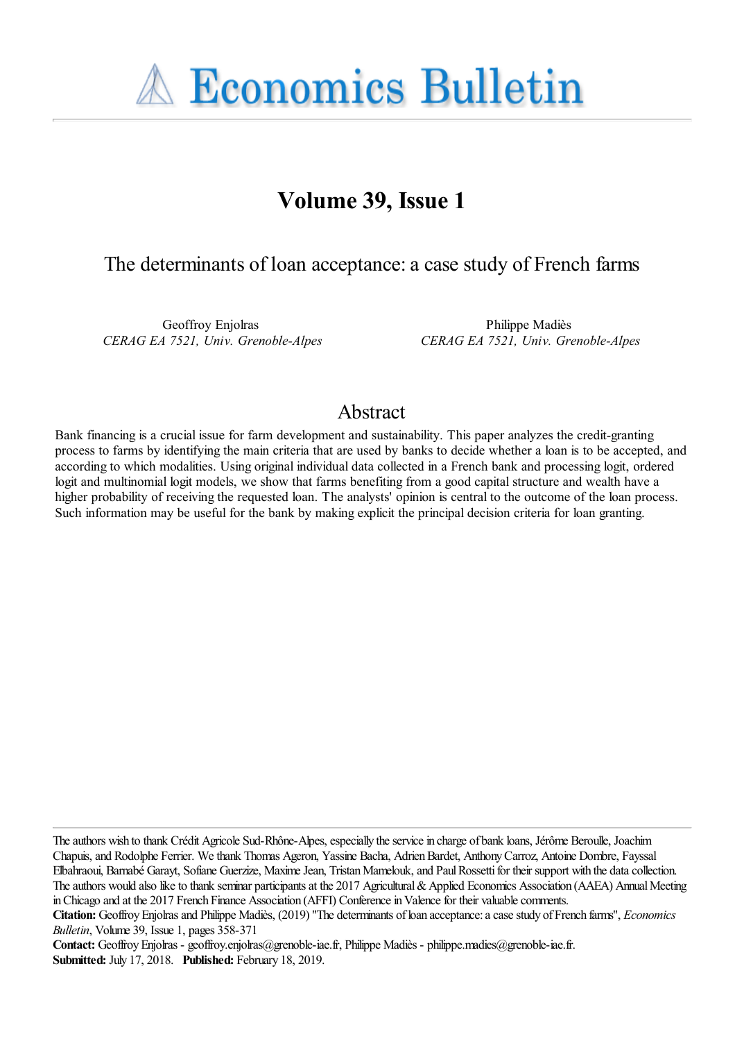# Economics Bulletin

## Volume 39, Issue 1

### The determinants of loan acceptance: a case study of French farms

Geoffroy Enjolras
*CERAG EA 7521, Univ. Grenoble-Alpes*

Philippe Madiès
*CERAG EA 7521, Univ. Grenoble-Alpes*

## Abstract

Bank financing is a crucial issue for farm development and sustainability. This paper analyzes the credit-granting process to farms by identifying the main criteria that are used by banks to decide whether a loan is to be accepted, and according to which modalities. Using original individual data collected in a French bank and processing logit, ordered logit and multinomial logit models, we show that farms benefiting from a good capital structure and wealth have a higher probability of receiving the requested loan. The analysts' opinion is central to the outcome of the loan process. Such information may be useful for the bank by making explicit the principal decision criteria for loan granting.

The authors wish to thank Crédit Agricole Sud-Rhône-Alpes, especially the service in charge of bank loans, Jérôme Beroulle, Joachim Chapuis, and Rodolphe Ferrier. We thank Thomas Ageron, Yassine Bacha, Adrien Bardet, Anthony Carroz, Antoine Dombre, Fayssal Elbahraoui, Barnabé Garayt, Sofiane Guerzize, Maxime Jean, Tristan Mamelouk, and Paul Rossetti for their support with the data collection. The authors would also like to thank seminar participants at the 2017 Agricultural & Applied Economics Association (AAEA) Annual Meeting in Chicago and at the 2017 French Finance Association (AFFI) Conference in Valence for their valuable comments.

**Citation:** Geoffroy Enjolras and Philippe Madiès, (2019) "The determinants of loan acceptance: a case study of French farms", *Economics Bulletin*, Volume 39, Issue 1, pages 358-371

**Contact:** Geoffroy Enjolras - geoffroy.enjolras@grenoble-iae.fr, Philippe Madiès - philippe.madies@grenoble-iae.fr.

**Submitted:** July 17, 2018. **Published:** February 18, 2019.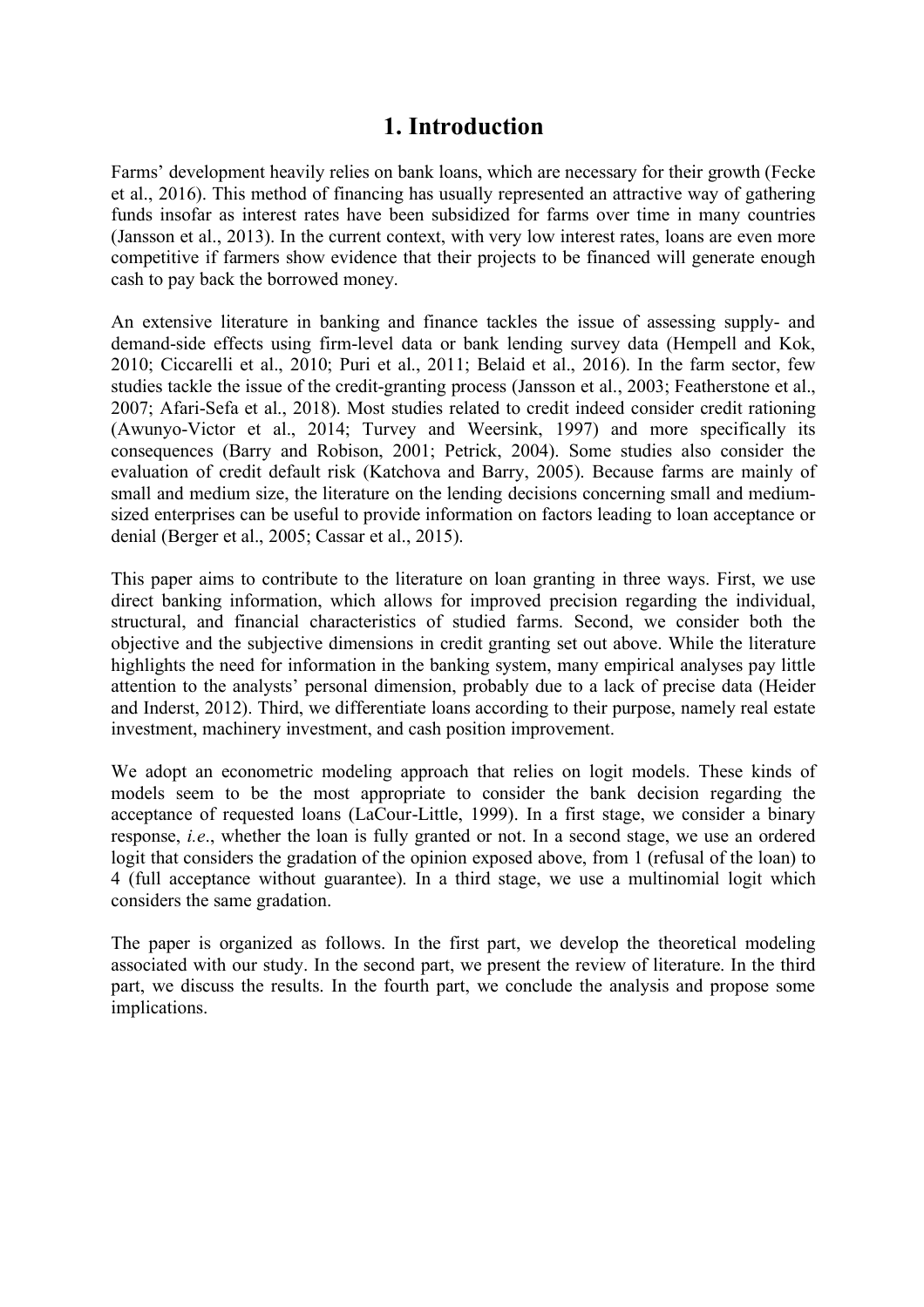# 1. Introduction

Farms' development heavily relies on bank loans, which are necessary for their growth (Fecke et al., 2016). This method of financing has usually represented an attractive way of gathering funds insofar as interest rates have been subsidized for farms over time in many countries (Jansson et al., 2013). In the current context, with very low interest rates, loans are even more competitive if farmers show evidence that their projects to be financed will generate enough cash to pay back the borrowed money.

An extensive literature in banking and finance tackles the issue of assessing supply- and demand-side effects using firm-level data or bank lending survey data (Hempell and Kok, 2010; Ciccarelli et al., 2010; Puri et al., 2011; Belaid et al., 2016). In the farm sector, few studies tackle the issue of the credit-granting process (Jansson et al., 2003; Featherstone et al., 2007; Afari-Sefa et al., 2018). Most studies related to credit indeed consider credit rationing (Awunyo-Victor et al., 2014; Turvey and Weersink, 1997) and more specifically its consequences (Barry and Robison, 2001; Petrick, 2004). Some studies also consider the evaluation of credit default risk (Katchova and Barry, 2005). Because farms are mainly of small and medium size, the literature on the lending decisions concerning small and medium-sized enterprises can be useful to provide information on factors leading to loan acceptance or denial (Berger et al., 2005; Cassar et al., 2015).

This paper aims to contribute to the literature on loan granting in three ways. First, we use direct banking information, which allows for improved precision regarding the individual, structural, and financial characteristics of studied farms. Second, we consider both the objective and the subjective dimensions in credit granting set out above. While the literature highlights the need for information in the banking system, many empirical analyses pay little attention to the analysts' personal dimension, probably due to a lack of precise data (Heider and Inderst, 2012). Third, we differentiate loans according to their purpose, namely real estate investment, machinery investment, and cash position improvement.

We adopt an econometric modeling approach that relies on logit models. These kinds of models seem to be the most appropriate to consider the bank decision regarding the acceptance of requested loans (LaCour-Little, 1999). In a first stage, we consider a binary response, *i.e.*, whether the loan is fully granted or not. In a second stage, we use an ordered logit that considers the gradation of the opinion exposed above, from 1 (refusal of the loan) to 4 (full acceptance without guarantee). In a third stage, we use a multinomial logit which considers the same gradation.

The paper is organized as follows. In the first part, we develop the theoretical modeling associated with our study. In the second part, we present the review of literature. In the third part, we discuss the results. In the fourth part, we conclude the analysis and propose some implications.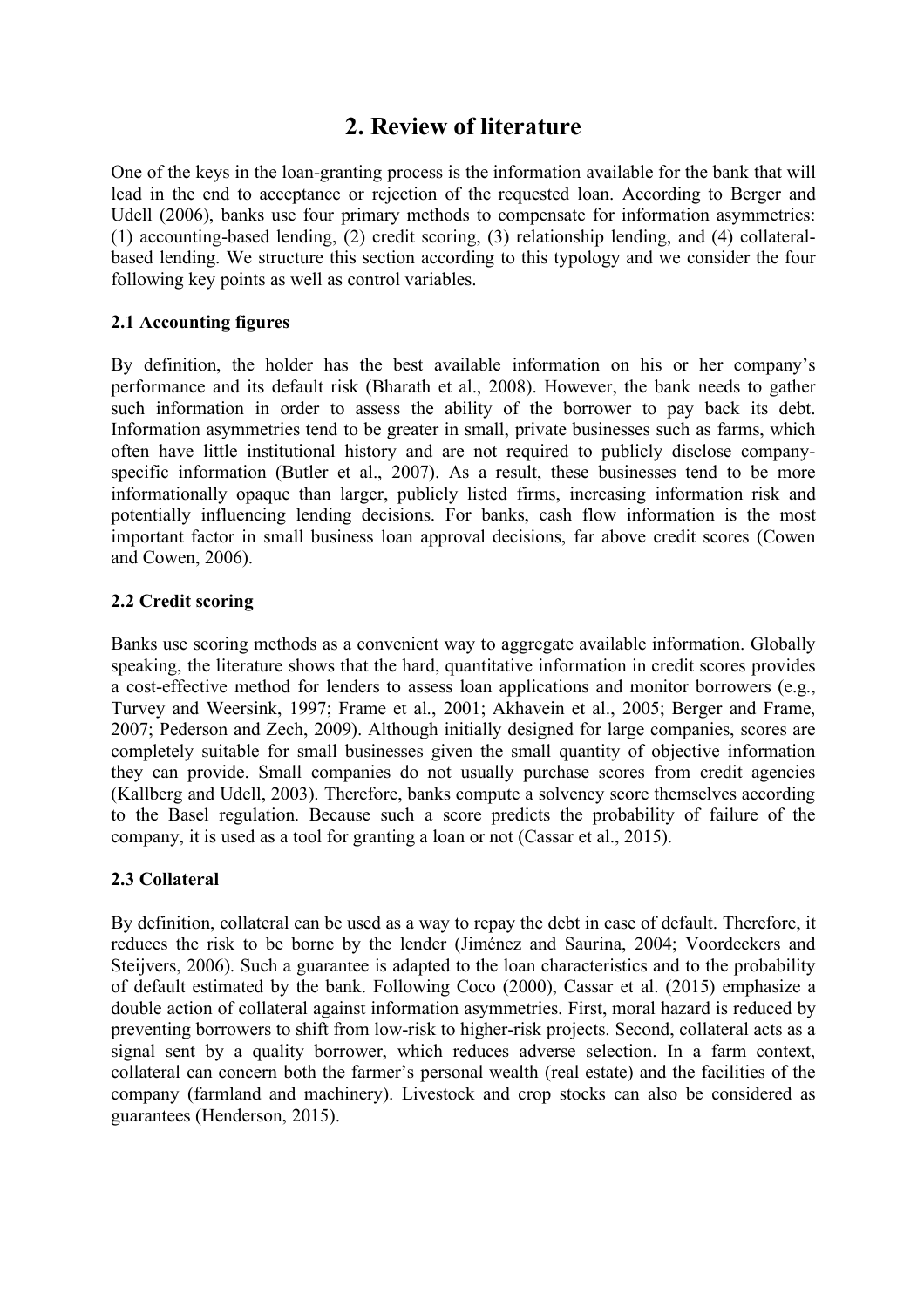# 2. Review of literature

One of the keys in the loan-granting process is the information available for the bank that will lead in the end to acceptance or rejection of the requested loan. According to Berger and Udell (2006), banks use four primary methods to compensate for information asymmetries: (1) accounting-based lending, (2) credit scoring, (3) relationship lending, and (4) collateral-based lending. We structure this section according to this typology and we consider the four following key points as well as control variables.

## 2.1 Accounting figures

By definition, the holder has the best available information on his or her company's performance and its default risk (Bharath et al., 2008). However, the bank needs to gather such information in order to assess the ability of the borrower to pay back its debt. Information asymmetries tend to be greater in small, private businesses such as farms, which often have little institutional history and are not required to publicly disclose company-specific information (Butler et al., 2007). As a result, these businesses tend to be more informationally opaque than larger, publicly listed firms, increasing information risk and potentially influencing lending decisions. For banks, cash flow information is the most important factor in small business loan approval decisions, far above credit scores (Cowen and Cowen, 2006).

## 2.2 Credit scoring

Banks use scoring methods as a convenient way to aggregate available information. Globally speaking, the literature shows that the hard, quantitative information in credit scores provides a cost-effective method for lenders to assess loan applications and monitor borrowers (e.g., Turvey and Weersink, 1997; Frame et al., 2001; Akhavein et al., 2005; Berger and Frame, 2007; Pederson and Zech, 2009). Although initially designed for large companies, scores are completely suitable for small businesses given the small quantity of objective information they can provide. Small companies do not usually purchase scores from credit agencies (Kallberg and Udell, 2003). Therefore, banks compute a solvency score themselves according to the Basel regulation. Because such a score predicts the probability of failure of the company, it is used as a tool for granting a loan or not (Cassar et al., 2015).

## 2.3 Collateral

By definition, collateral can be used as a way to repay the debt in case of default. Therefore, it reduces the risk to be borne by the lender (Jiménez and Saurina, 2004; Voordeckers and Steijvers, 2006). Such a guarantee is adapted to the loan characteristics and to the probability of default estimated by the bank. Following Coco (2000), Cassar et al. (2015) emphasize a double action of collateral against information asymmetries. First, moral hazard is reduced by preventing borrowers to shift from low-risk to higher-risk projects. Second, collateral acts as a signal sent by a quality borrower, which reduces adverse selection. In a farm context, collateral can concern both the farmer's personal wealth (real estate) and the facilities of the company (farmland and machinery). Livestock and crop stocks can also be considered as guarantees (Henderson, 2015).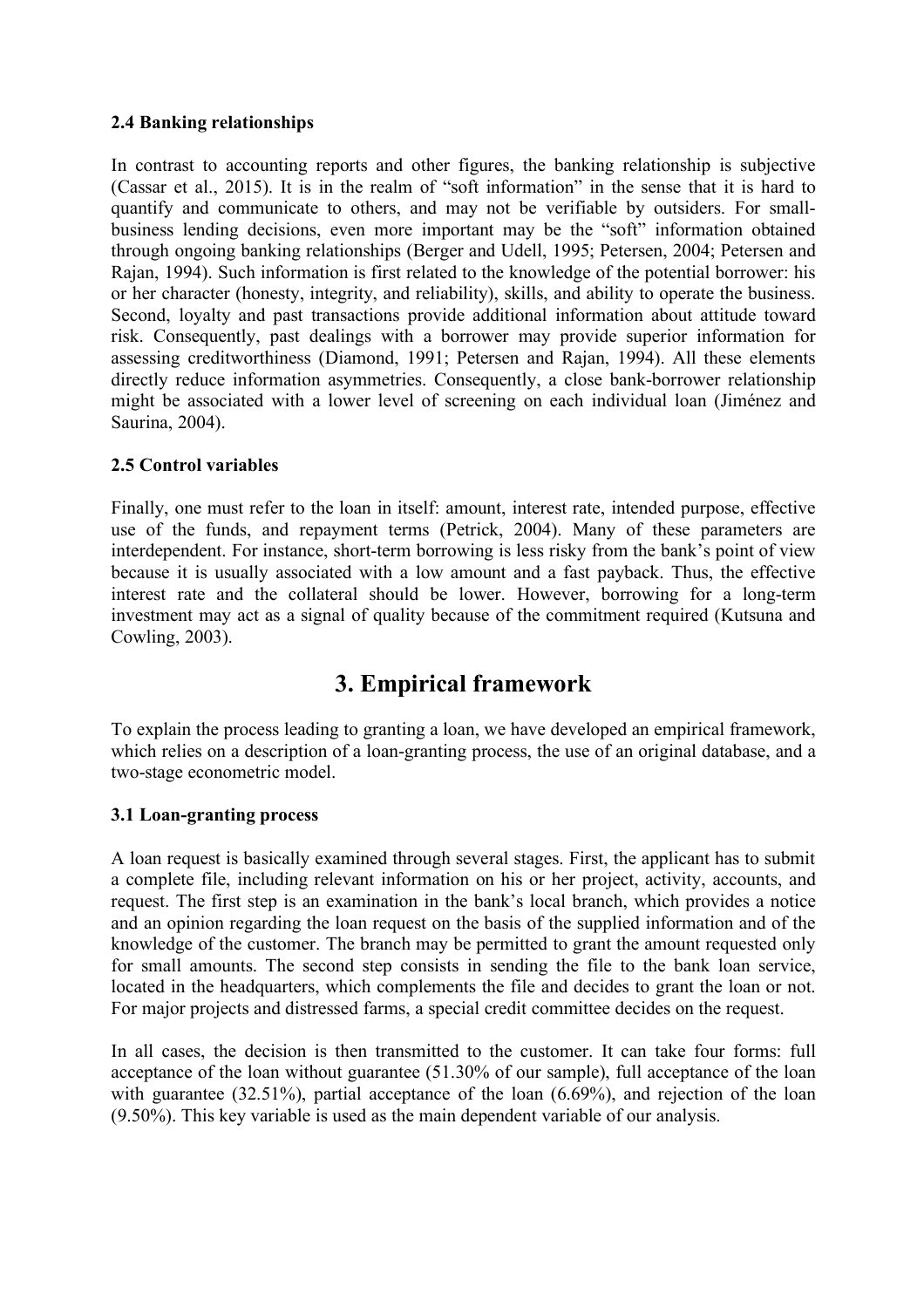### 2.4 Banking relationships

In contrast to accounting reports and other figures, the banking relationship is subjective (Cassar et al., 2015). It is in the realm of "soft information" in the sense that it is hard to quantify and communicate to others, and may not be verifiable by outsiders. For small-business lending decisions, even more important may be the "soft" information obtained through ongoing banking relationships (Berger and Udell, 1995; Petersen, 2004; Petersen and Rajan, 1994). Such information is first related to the knowledge of the potential borrower: his or her character (honesty, integrity, and reliability), skills, and ability to operate the business. Second, loyalty and past transactions provide additional information about attitude toward risk. Consequently, past dealings with a borrower may provide superior information for assessing creditworthiness (Diamond, 1991; Petersen and Rajan, 1994). All these elements directly reduce information asymmetries. Consequently, a close bank-borrower relationship might be associated with a lower level of screening on each individual loan (Jiménez and Saurina, 2004).

### 2.5 Control variables

Finally, one must refer to the loan in itself: amount, interest rate, intended purpose, effective use of the funds, and repayment terms (Petrick, 2004). Many of these parameters are interdependent. For instance, short-term borrowing is less risky from the bank's point of view because it is usually associated with a low amount and a fast payback. Thus, the effective interest rate and the collateral should be lower. However, borrowing for a long-term investment may act as a signal of quality because of the commitment required (Kutsuna and Cowling, 2003).

## 3. Empirical framework

To explain the process leading to granting a loan, we have developed an empirical framework, which relies on a description of a loan-granting process, the use of an original database, and a two-stage econometric model.

### 3.1 Loan-granting process

A loan request is basically examined through several stages. First, the applicant has to submit a complete file, including relevant information on his or her project, activity, accounts, and request. The first step is an examination in the bank's local branch, which provides a notice and an opinion regarding the loan request on the basis of the supplied information and of the knowledge of the customer. The branch may be permitted to grant the amount requested only for small amounts. The second step consists in sending the file to the bank loan service, located in the headquarters, which complements the file and decides to grant the loan or not. For major projects and distressed farms, a special credit committee decides on the request.

In all cases, the decision is then transmitted to the customer. It can take four forms: full acceptance of the loan without guarantee (51.30% of our sample), full acceptance of the loan with guarantee (32.51%), partial acceptance of the loan (6.69%), and rejection of the loan (9.50%). This key variable is used as the main dependent variable of our analysis.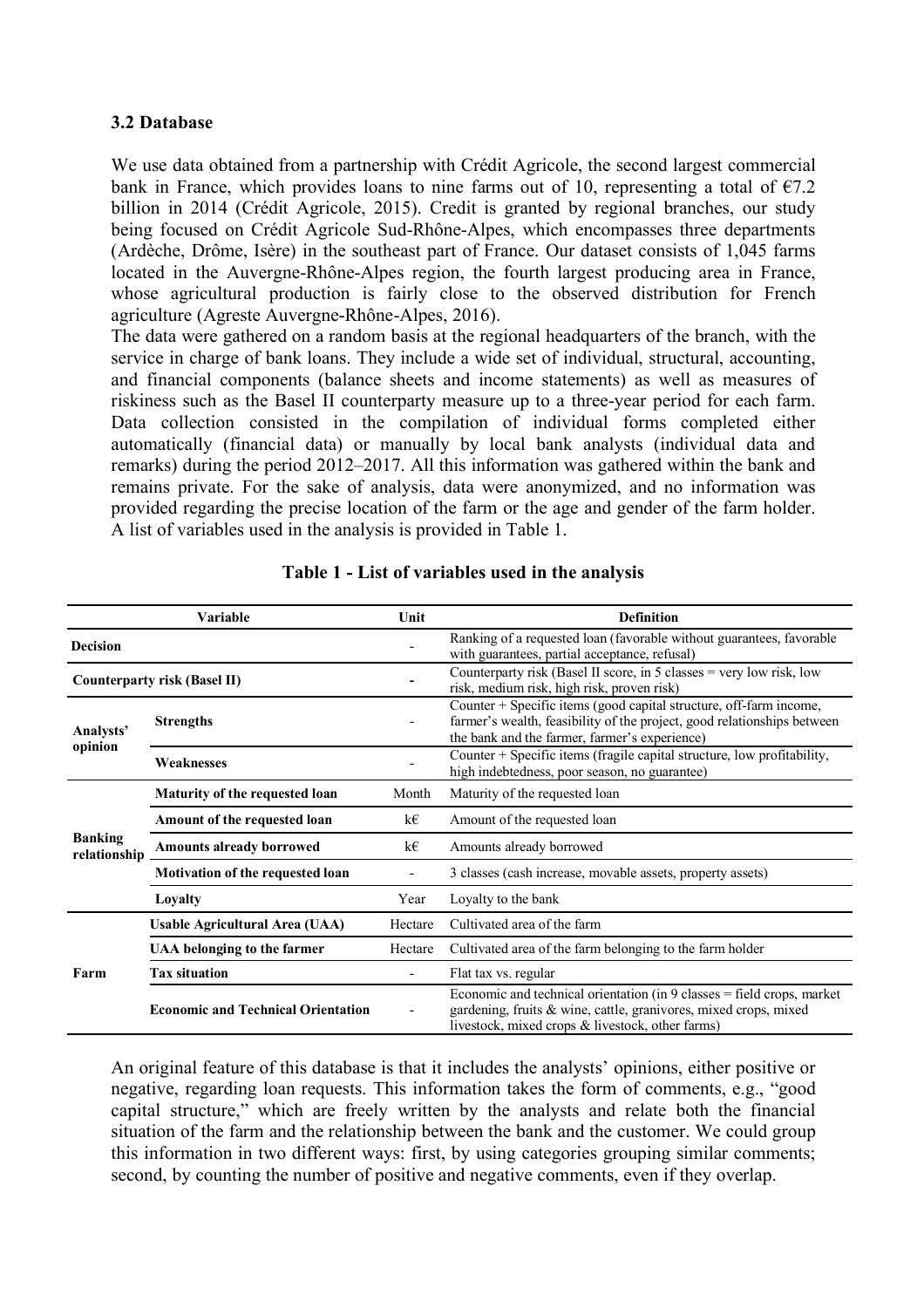### 3.2 Database

We use data obtained from a partnership with Crédit Agricole, the second largest commercial bank in France, which provides loans to nine farms out of 10, representing a total of €7.2 billion in 2014 (Crédit Agricole, 2015). Credit is granted by regional branches, our study being focused on Crédit Agricole Sud-Rhône-Alpes, which encompasses three departments (Ardèche, Drôme, Isère) in the southeast part of France. Our dataset consists of 1,045 farms located in the Auvergne-Rhône-Alpes region, the fourth largest producing area in France, whose agricultural production is fairly close to the observed distribution for French agriculture (Agreste Auvergne-Rhône-Alpes, 2016).

The data were gathered on a random basis at the regional headquarters of the branch, with the service in charge of bank loans. They include a wide set of individual, structural, accounting, and financial components (balance sheets and income statements) as well as measures of riskiness such as the Basel II counterparty measure up to a three-year period for each farm. Data collection consisted in the compilation of individual forms completed either automatically (financial data) or manually by local bank analysts (individual data and remarks) during the period 2012–2017. All this information was gathered within the bank and remains private. For the sake of analysis, data were anonymized, and no information was provided regarding the precise location of the farm or the age and gender of the farm holder. A list of variables used in the analysis is provided in Table 1.

**Table 1 - List of variables used in the analysis**

| Variable | | Unit | Definition |
|---|---|---|---|
| **Decision** | | - | Ranking of a requested loan (favorable without guarantees, favorable with guarantees, partial acceptance, refusal) |
| **Counterparty risk (Basel II)** | | - | Counterparty risk (Basel II score, in 5 classes = very low risk, low risk, medium risk, high risk, proven risk) |
| **Analysts' opinion** | **Strengths** | - | Counter + Specific items (good capital structure, off-farm income, farmer's wealth, feasibility of the project, good relationships between the bank and the farmer, farmer's experience) |
| | **Weaknesses** | - | Counter + Specific items (fragile capital structure, low profitability, high indebtedness, poor season, no guarantee) |
| **Banking relationship** | **Maturity of the requested loan** | Month | Maturity of the requested loan |
| | **Amount of the requested loan** | k€ | Amount of the requested loan |
| | **Amounts already borrowed** | k€ | Amounts already borrowed |
| | **Motivation of the requested loan** | - | 3 classes (cash increase, movable assets, property assets) |
| | **Loyalty** | Year | Loyalty to the bank |
| **Farm** | **Usable Agricultural Area (UAA)** | Hectare | Cultivated area of the farm |
| | **UAA belonging to the farmer** | Hectare | Cultivated area of the farm belonging to the farm holder |
| | **Tax situation** | - | Flat tax vs. regular |
| | **Economic and Technical Orientation** | - | Economic and technical orientation (in 9 classes = field crops, market gardening, fruits & wine, cattle, granivores, mixed crops, mixed livestock, mixed crops & livestock, other farms) |

An original feature of this database is that it includes the analysts' opinions, either positive or negative, regarding loan requests. This information takes the form of comments, e.g., "good capital structure," which are freely written by the analysts and relate both the financial situation of the farm and the relationship between the bank and the customer. We could group this information in two different ways: first, by using categories grouping similar comments; second, by counting the number of positive and negative comments, even if they overlap.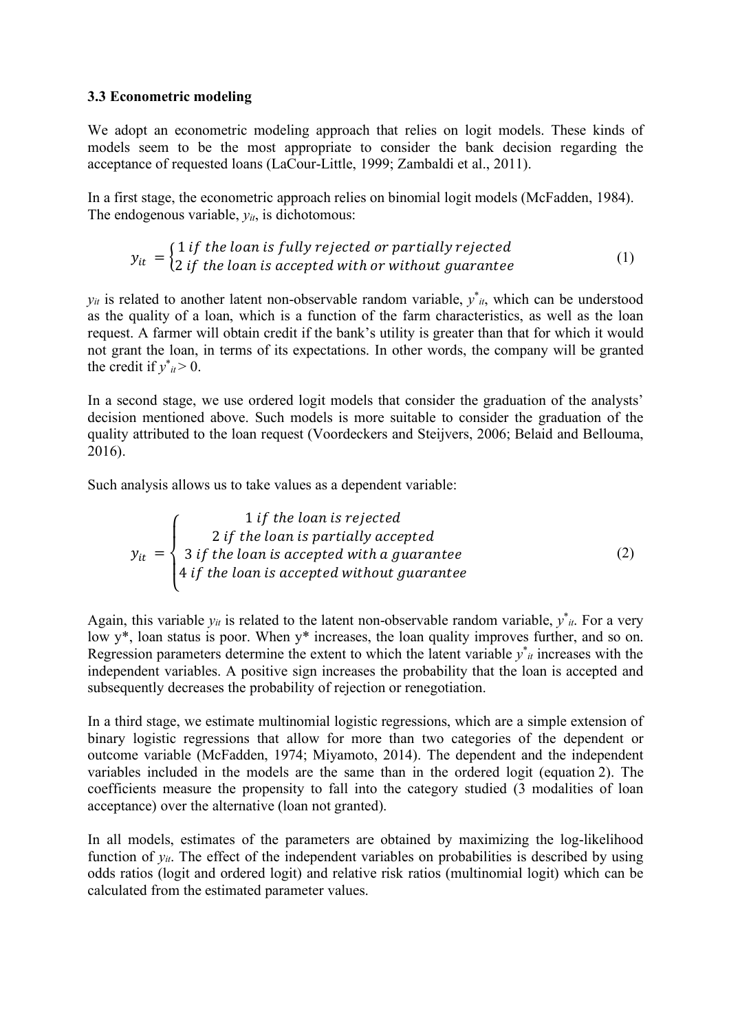### 3.3 Econometric modeling

We adopt an econometric modeling approach that relies on logit models. These kinds of models seem to be the most appropriate to consider the bank decision regarding the acceptance of requested loans (LaCour-Little, 1999; Zambaldi et al., 2011).

In a first stage, the econometric approach relies on binomial logit models (McFadden, 1984). The endogenous variable, $y_{it}$, is dichotomous:

$$y_{it} = \begin{cases} 1 \; if \; the \; loan \; is \; fully \; rejected \; or \; partially \; rejected \\ 2 \; if \; the \; loan \; is \; accepted \; with \; or \; without \; guarantee \end{cases} \tag{1}$$

$y_{it}$ is related to another latent non-observable random variable, $y^*_{it}$, which can be understood as the quality of a loan, which is a function of the farm characteristics, as well as the loan request. A farmer will obtain credit if the bank's utility is greater than that for which it would not grant the loan, in terms of its expectations. In other words, the company will be granted the credit if $y^*_{it} > 0$.

In a second stage, we use ordered logit models that consider the graduation of the analysts' decision mentioned above. Such models is more suitable to consider the graduation of the quality attributed to the loan request (Voordeckers and Steijvers, 2006; Belaid and Bellouma, 2016).

Such analysis allows us to take values as a dependent variable:

$$y_{it} = \begin{cases} 1 \; if \; the \; loan \; is \; rejected \\ 2 \; if \; the \; loan \; is \; partially \; accepted \\ 3 \; if \; the \; loan \; is \; accepted \; with \; a \; guarantee \\ 4 \; if \; the \; loan \; is \; accepted \; without \; guarantee \end{cases} \tag{2}$$

Again, this variable $y_{it}$ is related to the latent non-observable random variable, $y^*_{it}$. For a very low $y^*$, loan status is poor. When $y^*$ increases, the loan quality improves further, and so on. Regression parameters determine the extent to which the latent variable $y^*_{it}$ increases with the independent variables. A positive sign increases the probability that the loan is accepted and subsequently decreases the probability of rejection or renegotiation.

In a third stage, we estimate multinomial logistic regressions, which are a simple extension of binary logistic regressions that allow for more than two categories of the dependent or outcome variable (McFadden, 1974; Miyamoto, 2014). The dependent and the independent variables included in the models are the same than in the ordered logit (equation 2). The coefficients measure the propensity to fall into the category studied (3 modalities of loan acceptance) over the alternative (loan not granted).

In all models, estimates of the parameters are obtained by maximizing the log-likelihood function of $y_{it}$. The effect of the independent variables on probabilities is described by using odds ratios (logit and ordered logit) and relative risk ratios (multinomial logit) which can be calculated from the estimated parameter values.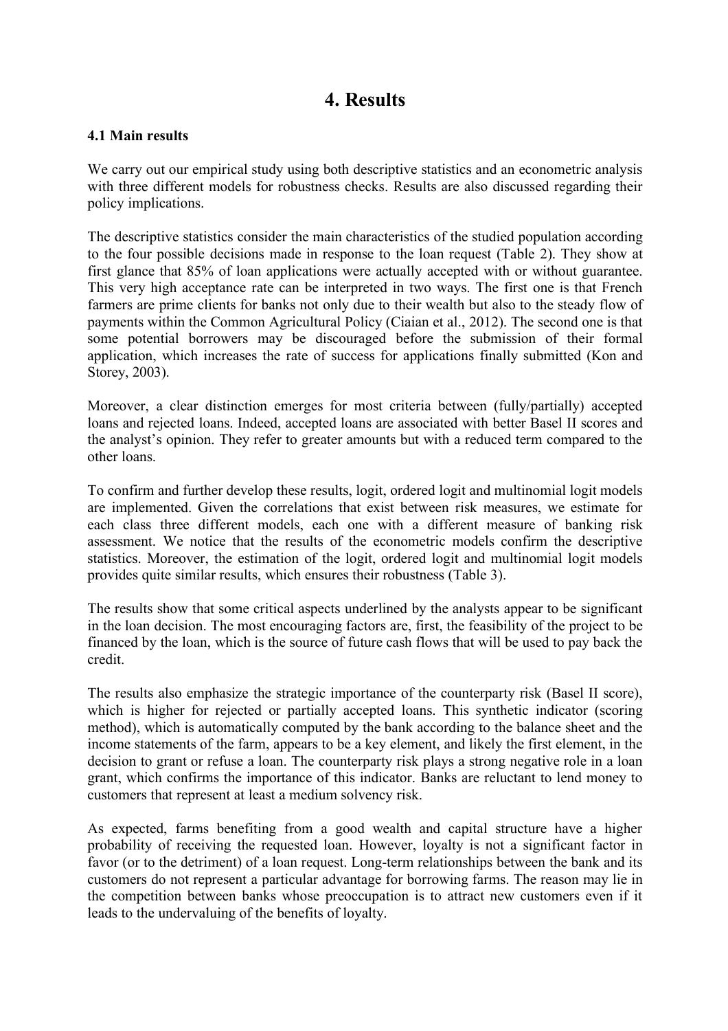# 4. Results

### 4.1 Main results

We carry out our empirical study using both descriptive statistics and an econometric analysis with three different models for robustness checks. Results are also discussed regarding their policy implications.

The descriptive statistics consider the main characteristics of the studied population according to the four possible decisions made in response to the loan request (Table 2). They show at first glance that 85% of loan applications were actually accepted with or without guarantee. This very high acceptance rate can be interpreted in two ways. The first one is that French farmers are prime clients for banks not only due to their wealth but also to the steady flow of payments within the Common Agricultural Policy (Ciaian et al., 2012). The second one is that some potential borrowers may be discouraged before the submission of their formal application, which increases the rate of success for applications finally submitted (Kon and Storey, 2003).

Moreover, a clear distinction emerges for most criteria between (fully/partially) accepted loans and rejected loans. Indeed, accepted loans are associated with better Basel II scores and the analyst's opinion. They refer to greater amounts but with a reduced term compared to the other loans.

To confirm and further develop these results, logit, ordered logit and multinomial logit models are implemented. Given the correlations that exist between risk measures, we estimate for each class three different models, each one with a different measure of banking risk assessment. We notice that the results of the econometric models confirm the descriptive statistics. Moreover, the estimation of the logit, ordered logit and multinomial logit models provides quite similar results, which ensures their robustness (Table 3).

The results show that some critical aspects underlined by the analysts appear to be significant in the loan decision. The most encouraging factors are, first, the feasibility of the project to be financed by the loan, which is the source of future cash flows that will be used to pay back the credit.

The results also emphasize the strategic importance of the counterparty risk (Basel II score), which is higher for rejected or partially accepted loans. This synthetic indicator (scoring method), which is automatically computed by the bank according to the balance sheet and the income statements of the farm, appears to be a key element, and likely the first element, in the decision to grant or refuse a loan. The counterparty risk plays a strong negative role in a loan grant, which confirms the importance of this indicator. Banks are reluctant to lend money to customers that represent at least a medium solvency risk.

As expected, farms benefiting from a good wealth and capital structure have a higher probability of receiving the requested loan. However, loyalty is not a significant factor in favor (or to the detriment) of a loan request. Long-term relationships between the bank and its customers do not represent a particular advantage for borrowing farms. The reason may lie in the competition between banks whose preoccupation is to attract new customers even if it leads to the undervaluing of the benefits of loyalty.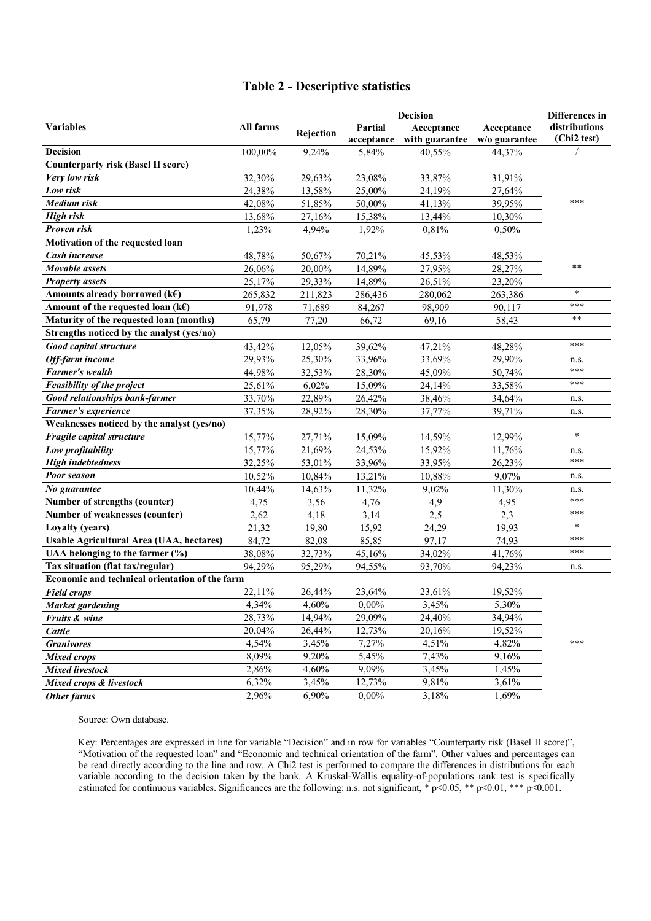# Table 2 - Descriptive statistics

| Variables | All farms | Decision | | | | Differences in distributions (Chi2 test) |
|---|---|---|---|---|---|---|
| | | Rejection | Partial acceptance | Acceptance with guarantee | Acceptance w/o guarantee | |
| **Decision** | 100,00% | 9,24% | 5,84% | 40,55% | 44,37% | / |
| **Counterparty risk (Basel II score)** | | | | | | |
| ***Very low risk*** | 32,30% | 29,63% | 23,08% | 33,87% | 31,91% | *** |
| ***Low risk*** | 24,38% | 13,58% | 25,00% | 24,19% | 27,64% | |
| ***Medium risk*** | 42,08% | 51,85% | 50,00% | 41,13% | 39,95% | |
| ***High risk*** | 13,68% | 27,16% | 15,38% | 13,44% | 10,30% | |
| ***Proven risk*** | 1,23% | 4,94% | 1,92% | 0,81% | 0,50% | |
| **Motivation of the requested loan** | | | | | | |
| ***Cash increase*** | 48,78% | 50,67% | 70,21% | 45,53% | 48,53% | ** |
| ***Movable assets*** | 26,06% | 20,00% | 14,89% | 27,95% | 28,27% | |
| ***Property assets*** | 25,17% | 29,33% | 14,89% | 26,51% | 23,20% | |
| **Amounts already borrowed (k€)** | 265,832 | 211,823 | 286,436 | 280,062 | 263,386 | * |
| **Amount of the requested loan (k€)** | 91,978 | 71,689 | 84,267 | 98,909 | 90,117 | *** |
| **Maturity of the requested loan (months)** | 65,79 | 77,20 | 66,72 | 69,16 | 58,43 | ** |
| **Strengths noticed by the analyst (yes/no)** | | | | | | |
| ***Good capital structure*** | 43,42% | 12,05% | 39,62% | 47,21% | 48,28% | *** |
| ***Off-farm income*** | 29,93% | 25,30% | 33,96% | 33,69% | 29,90% | n.s. |
| ***Farmer's wealth*** | 44,98% | 32,53% | 28,30% | 45,09% | 50,74% | *** |
| ***Feasibility of the project*** | 25,61% | 6,02% | 15,09% | 24,14% | 33,58% | *** |
| ***Good relationships bank-farmer*** | 33,70% | 22,89% | 26,42% | 38,46% | 34,64% | n.s. |
| ***Farmer's experience*** | 37,35% | 28,92% | 28,30% | 37,77% | 39,71% | n.s. |
| **Weaknesses noticed by the analyst (yes/no)** | | | | | | |
| ***Fragile capital structure*** | 15,77% | 27,71% | 15,09% | 14,59% | 12,99% | * |
| ***Low profitability*** | 15,77% | 21,69% | 24,53% | 15,92% | 11,76% | n.s. |
| ***High indebtedness*** | 32,25% | 53,01% | 33,96% | 33,95% | 26,23% | *** |
| ***Poor season*** | 10,52% | 10,84% | 13,21% | 10,88% | 9,07% | n.s. |
| ***No guarantee*** | 10,44% | 14,63% | 11,32% | 9,02% | 11,30% | n.s. |
| **Number of strengths (counter)** | 4,75 | 3,56 | 4,76 | 4,9 | 4,95 | *** |
| **Number of weaknesses (counter)** | 2,62 | 4,18 | 3,14 | 2,5 | 2,3 | *** |
| **Loyalty (years)** | 21,32 | 19,80 | 15,92 | 24,29 | 19,93 | * |
| **Usable Agricultural Area (UAA, hectares)** | 84,72 | 82,08 | 85,85 | 97,17 | 74,93 | *** |
| **UAA belonging to the farmer (%)** | 38,08% | 32,73% | 45,16% | 34,02% | 41,76% | *** |
| **Tax situation (flat tax/regular)** | 94,29% | 95,29% | 94,55% | 93,70% | 94,23% | n.s. |
| **Economic and technical orientation of the farm** | | | | | | |
| ***Field crops*** | 22,11% | 26,44% | 23,64% | 23,61% | 19,52% | *** |
| ***Market gardening*** | 4,34% | 4,60% | 0,00% | 3,45% | 5,30% | |
| ***Fruits & wine*** | 28,73% | 14,94% | 29,09% | 24,40% | 34,94% | |
| ***Cattle*** | 20,04% | 26,44% | 12,73% | 20,16% | 19,52% | |
| ***Granivores*** | 4,54% | 3,45% | 7,27% | 4,51% | 4,82% | |
| ***Mixed crops*** | 8,09% | 9,20% | 5,45% | 7,43% | 9,16% | |
| ***Mixed livestock*** | 2,86% | 4,60% | 9,09% | 3,45% | 1,45% | |
| ***Mixed crops & livestock*** | 6,32% | 3,45% | 12,73% | 9,81% | 3,61% | |
| ***Other farms*** | 2,96% | 6,90% | 0,00% | 3,18% | 1,69% | |

Source: Own database.

Key: Percentages are expressed in line for variable "Decision" and in row for variables "Counterparty risk (Basel II score)", "Motivation of the requested loan" and "Economic and technical orientation of the farm". Other values and percentages can be read directly according to the line and row. A Chi2 test is performed to compare the differences in distributions for each variable according to the decision taken by the bank. A Kruskal-Wallis equality-of-populations rank test is specifically estimated for continuous variables. Significances are the following: n.s. not significant, * $p<0.05$, ** $p<0.01$, *** $p<0.001$.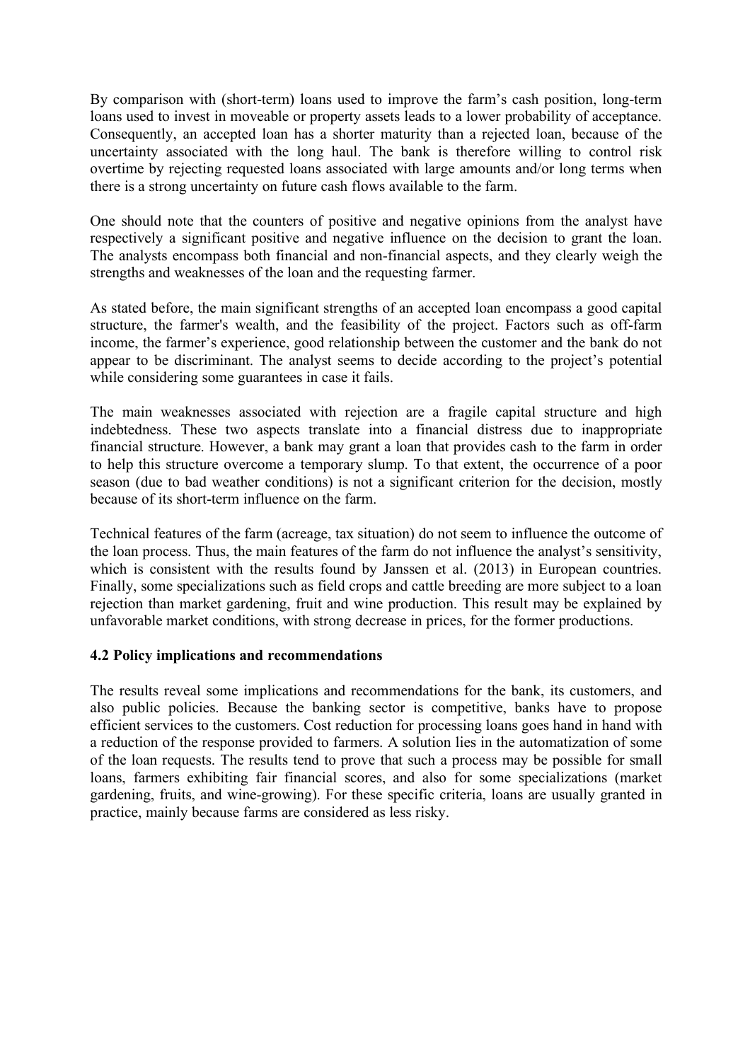By comparison with (short-term) loans used to improve the farm's cash position, long-term loans used to invest in moveable or property assets leads to a lower probability of acceptance. Consequently, an accepted loan has a shorter maturity than a rejected loan, because of the uncertainty associated with the long haul. The bank is therefore willing to control risk overtime by rejecting requested loans associated with large amounts and/or long terms when there is a strong uncertainty on future cash flows available to the farm.

One should note that the counters of positive and negative opinions from the analyst have respectively a significant positive and negative influence on the decision to grant the loan. The analysts encompass both financial and non-financial aspects, and they clearly weigh the strengths and weaknesses of the loan and the requesting farmer.

As stated before, the main significant strengths of an accepted loan encompass a good capital structure, the farmer's wealth, and the feasibility of the project. Factors such as off-farm income, the farmer's experience, good relationship between the customer and the bank do not appear to be discriminant. The analyst seems to decide according to the project's potential while considering some guarantees in case it fails.

The main weaknesses associated with rejection are a fragile capital structure and high indebtedness. These two aspects translate into a financial distress due to inappropriate financial structure. However, a bank may grant a loan that provides cash to the farm in order to help this structure overcome a temporary slump. To that extent, the occurrence of a poor season (due to bad weather conditions) is not a significant criterion for the decision, mostly because of its short-term influence on the farm.

Technical features of the farm (acreage, tax situation) do not seem to influence the outcome of the loan process. Thus, the main features of the farm do not influence the analyst's sensitivity, which is consistent with the results found by Janssen et al. (2013) in European countries. Finally, some specializations such as field crops and cattle breeding are more subject to a loan rejection than market gardening, fruit and wine production. This result may be explained by unfavorable market conditions, with strong decrease in prices, for the former productions.

### 4.2 Policy implications and recommendations

The results reveal some implications and recommendations for the bank, its customers, and also public policies. Because the banking sector is competitive, banks have to propose efficient services to the customers. Cost reduction for processing loans goes hand in hand with a reduction of the response provided to farmers. A solution lies in the automatization of some of the loan requests. The results tend to prove that such a process may be possible for small loans, farmers exhibiting fair financial scores, and also for some specializations (market gardening, fruits, and wine-growing). For these specific criteria, loans are usually granted in practice, mainly because farms are considered as less risky.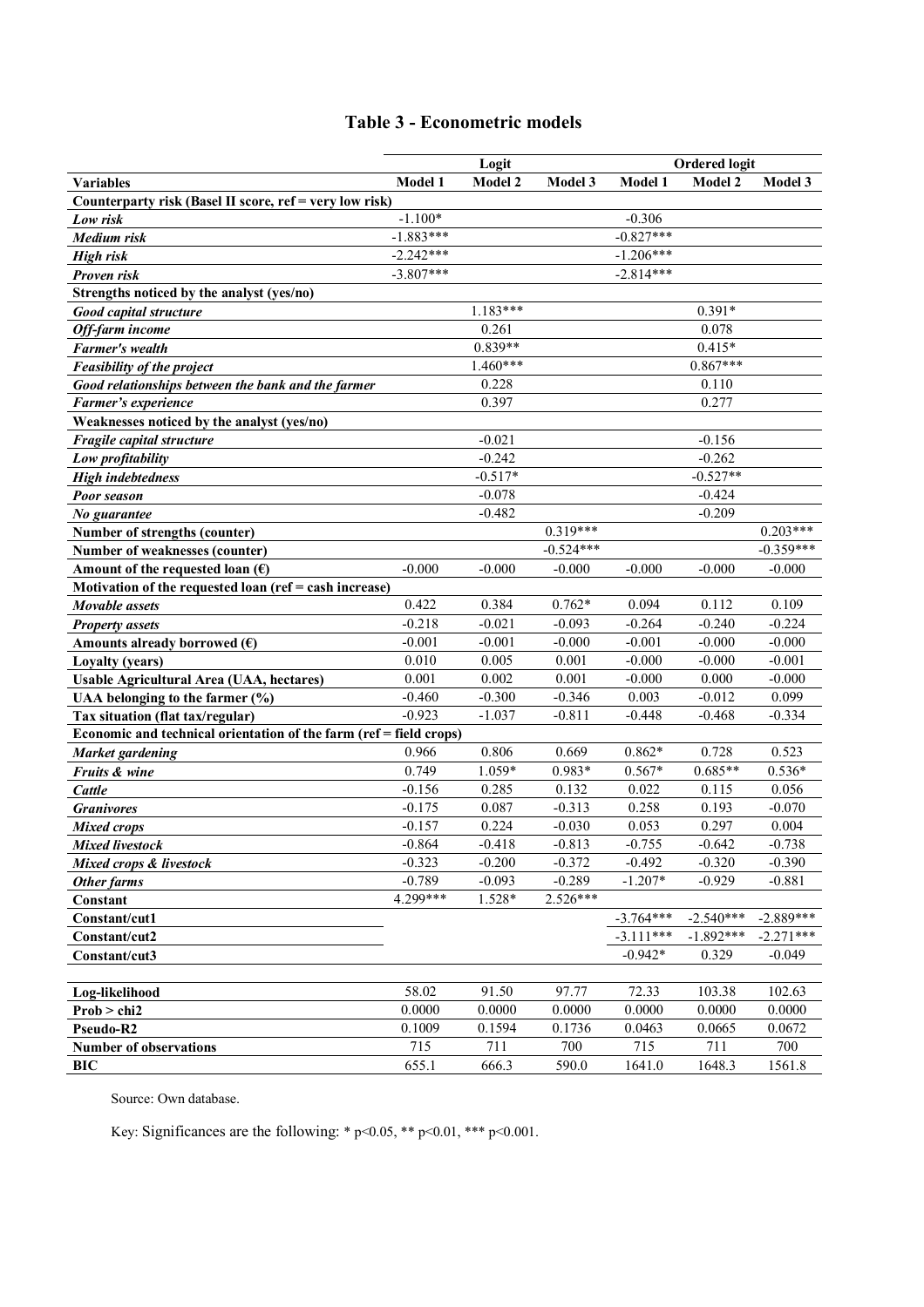## Table 3 - Econometric models

| | Logit | | | Ordered logit | | |
|---|---|---|---|---|---|---|
| **Variables** | **Model 1** | **Model 2** | **Model 3** | **Model 1** | **Model 2** | **Model 3** |
| **Counterparty risk (Basel II score, ref = very low risk)** | | | | | | |
| ***Low risk*** | -1.100* | | | -0.306 | | |
| ***Medium risk*** | -1.883*** | | | -0.827*** | | |
| ***High risk*** | -2.242*** | | | -1.206*** | | |
| ***Proven risk*** | -3.807*** | | | -2.814*** | | |
| **Strengths noticed by the analyst (yes/no)** | | | | | | |
| ***Good capital structure*** | | 1.183*** | | | 0.391* | |
| ***Off-farm income*** | | 0.261 | | | 0.078 | |
| ***Farmer's wealth*** | | 0.839** | | | 0.415* | |
| ***Feasibility of the project*** | | 1.460*** | | | 0.867*** | |
| ***Good relationships between the bank and the farmer*** | | 0.228 | | | 0.110 | |
| ***Farmer's experience*** | | 0.397 | | | 0.277 | |
| **Weaknesses noticed by the analyst (yes/no)** | | | | | | |
| ***Fragile capital structure*** | | -0.021 | | | -0.156 | |
| ***Low profitability*** | | -0.242 | | | -0.262 | |
| ***High indebtedness*** | | -0.517* | | | -0.527** | |
| ***Poor season*** | | -0.078 | | | -0.424 | |
| ***No guarantee*** | | -0.482 | | | -0.209 | |
| **Number of strengths (counter)** | | | 0.319*** | | | 0.203*** |
| **Number of weaknesses (counter)** | | | -0.524*** | | | -0.359*** |
| **Amount of the requested loan (€)** | -0.000 | -0.000 | -0.000 | -0.000 | -0.000 | -0.000 |
| **Motivation of the requested loan (ref = cash increase)** | | | | | | |
| ***Movable assets*** | 0.422 | 0.384 | 0.762* | 0.094 | 0.112 | 0.109 |
| ***Property assets*** | -0.218 | -0.021 | -0.093 | -0.264 | -0.240 | -0.224 |
| **Amounts already borrowed (€)** | -0.001 | -0.001 | -0.000 | -0.001 | -0.000 | -0.000 |
| **Loyalty (years)** | 0.010 | 0.005 | 0.001 | -0.000 | -0.000 | -0.001 |
| **Usable Agricultural Area (UAA, hectares)** | 0.001 | 0.002 | 0.001 | -0.000 | 0.000 | -0.000 |
| **UAA belonging to the farmer (%)** | -0.460 | -0.300 | -0.346 | 0.003 | -0.012 | 0.099 |
| **Tax situation (flat tax/regular)** | -0.923 | -1.037 | -0.811 | -0.448 | -0.468 | -0.334 |
| **Economic and technical orientation of the farm (ref = field crops)** | | | | | | |
| ***Market gardening*** | 0.966 | 0.806 | 0.669 | 0.862* | 0.728 | 0.523 |
| ***Fruits & wine*** | 0.749 | 1.059* | 0.983* | 0.567* | 0.685** | 0.536* |
| ***Cattle*** | -0.156 | 0.285 | 0.132 | 0.022 | 0.115 | 0.056 |
| ***Granivores*** | -0.175 | 0.087 | -0.313 | 0.258 | 0.193 | -0.070 |
| ***Mixed crops*** | -0.157 | 0.224 | -0.030 | 0.053 | 0.297 | 0.004 |
| ***Mixed livestock*** | -0.864 | -0.418 | -0.813 | -0.755 | -0.642 | -0.738 |
| ***Mixed crops & livestock*** | -0.323 | -0.200 | -0.372 | -0.492 | -0.320 | -0.390 |
| ***Other farms*** | -0.789 | -0.093 | -0.289 | -1.207* | -0.929 | -0.881 |
| **Constant** | 4.299*** | 1.528* | 2.526*** | | | |
| **Constant/cut1** | | | | -3.764*** | -2.540*** | -2.889*** |
| **Constant/cut2** | | | | -3.111*** | -1.892*** | -2.271*** |
| **Constant/cut3** | | | | -0.942* | 0.329 | -0.049 |
| **Log-likelihood** | 58.02 | 91.50 | 97.77 | 72.33 | 103.38 | 102.63 |
| **Prob > chi2** | 0.0000 | 0.0000 | 0.0000 | 0.0000 | 0.0000 | 0.0000 |
| **Pseudo-R2** | 0.1009 | 0.1594 | 0.1736 | 0.0463 | 0.0665 | 0.0672 |
| **Number of observations** | 715 | 711 | 700 | 715 | 711 | 700 |
| **BIC** | 655.1 | 666.3 | 590.0 | 1641.0 | 1648.3 | 1561.8 |

Source: Own database.

Key: Significances are the following: * $p<0.05$, ** $p<0.01$, *** $p<0.001$.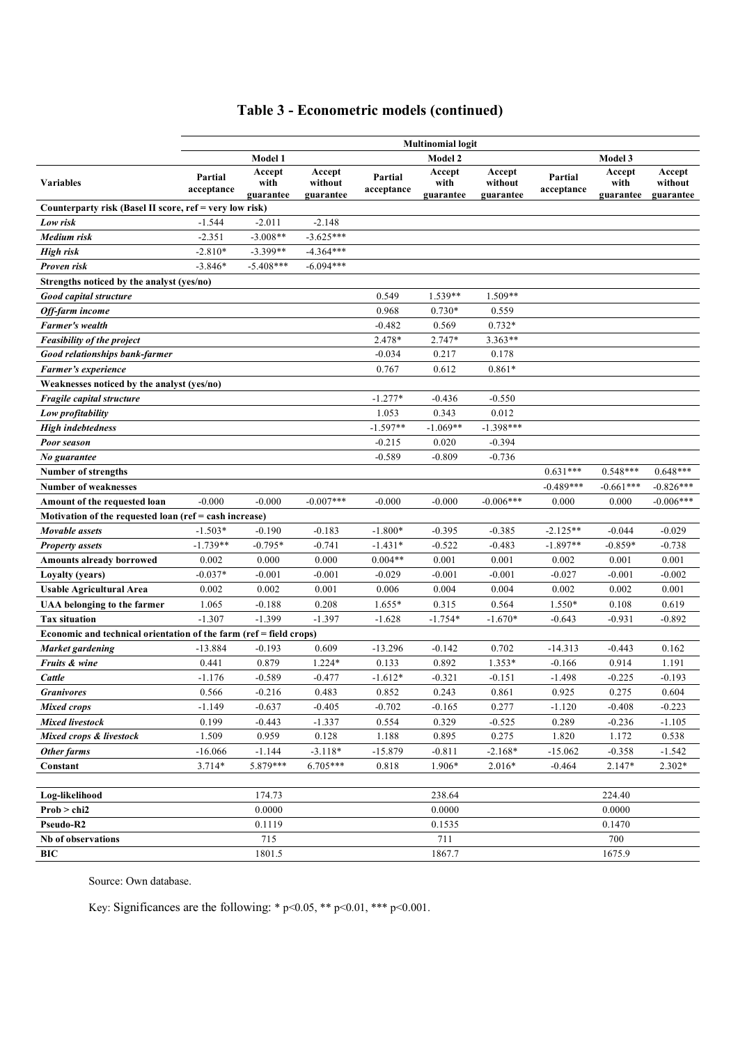# Table 3 - Econometric models (continued)

| | Multinomial logit | | | | | | | | |
|---|---|---|---|---|---|---|---|---|---|
| | Model 1 | | | Model 2 | | | Model 3 | | |
| **Variables** | **Partial acceptance** | **Accept with guarantee** | **Accept without guarantee** | **Partial acceptance** | **Accept with guarantee** | **Accept without guarantee** | **Partial acceptance** | **Accept with guarantee** | **Accept without guarantee** |
| **Counterparty risk (Basel II score, ref = very low risk)** | | | | | | | | | |
| ***Low risk*** | -1.544 | -2.011 | -2.148 | | | | | | |
| ***Medium risk*** | -2.351 | -3.008** | -3.625*** | | | | | | |
| ***High risk*** | -2.810* | -3.399** | -4.364*** | | | | | | |
| ***Proven risk*** | -3.846* | -5.408*** | -6.094*** | | | | | | |
| **Strengths noticed by the analyst (yes/no)** | | | | | | | | | |
| ***Good capital structure*** | | | | 0.549 | 1.539** | 1.509** | | | |
| ***Off-farm income*** | | | | 0.968 | 0.730* | 0.559 | | | |
| ***Farmer's wealth*** | | | | -0.482 | 0.569 | 0.732* | | | |
| ***Feasibility of the project*** | | | | 2.478* | 2.747* | 3.363** | | | |
| ***Good relationships bank-farmer*** | | | | -0.034 | 0.217 | 0.178 | | | |
| ***Farmer's experience*** | | | | 0.767 | 0.612 | 0.861* | | | |
| **Weaknesses noticed by the analyst (yes/no)** | | | | | | | | | |
| ***Fragile capital structure*** | | | | -1.277* | -0.436 | -0.550 | | | |
| ***Low profitability*** | | | | 1.053 | 0.343 | 0.012 | | | |
| ***High indebtedness*** | | | | -1.597** | -1.069** | -1.398*** | | | |
| ***Poor season*** | | | | -0.215 | 0.020 | -0.394 | | | |
| ***No guarantee*** | | | | -0.589 | -0.809 | -0.736 | | | |
| **Number of strengths** | | | | | | | 0.631*** | 0.548*** | 0.648*** |
| **Number of weaknesses** | | | | | | | -0.489*** | -0.661*** | -0.826*** |
| **Amount of the requested loan** | -0.000 | -0.000 | -0.007*** | -0.000 | -0.000 | -0.006*** | 0.000 | 0.000 | -0.006*** |
| **Motivation of the requested loan (ref = cash increase)** | | | | | | | | | |
| ***Movable assets*** | -1.503* | -0.190 | -0.183 | -1.800* | -0.395 | -0.385 | -2.125** | -0.044 | -0.029 |
| ***Property assets*** | -1.739** | -0.795* | -0.741 | -1.431* | -0.522 | -0.483 | -1.897** | -0.859* | -0.738 |
| **Amounts already borrowed** | 0.002 | 0.000 | 0.000 | 0.004** | 0.001 | 0.001 | 0.002 | 0.001 | 0.001 |
| **Loyalty (years)** | -0.037* | -0.001 | -0.001 | -0.029 | -0.001 | -0.001 | -0.027 | -0.001 | -0.002 |
| **Usable Agricultural Area** | 0.002 | 0.002 | 0.001 | 0.006 | 0.004 | 0.004 | 0.002 | 0.002 | 0.001 |
| **UAA belonging to the farmer** | 1.065 | -0.188 | 0.208 | 1.655* | 0.315 | 0.564 | 1.550* | 0.108 | 0.619 |
| **Tax situation** | -1.307 | -1.399 | -1.397 | -1.628 | -1.754* | -1.670* | -0.643 | -0.931 | -0.892 |
| **Economic and technical orientation of the farm (ref = field crops)** | | | | | | | | | |
| ***Market gardening*** | -13.884 | -0.193 | 0.609 | -13.296 | -0.142 | 0.702 | -14.313 | -0.443 | 0.162 |
| ***Fruits & wine*** | 0.441 | 0.879 | 1.224* | 0.133 | 0.892 | 1.353* | -0.166 | 0.914 | 1.191 |
| ***Cattle*** | -1.176 | -0.589 | -0.477 | -1.612* | -0.321 | -0.151 | -1.498 | -0.225 | -0.193 |
| ***Granivores*** | 0.566 | -0.216 | 0.483 | 0.852 | 0.243 | 0.861 | 0.925 | 0.275 | 0.604 |
| ***Mixed crops*** | -1.149 | -0.637 | -0.405 | -0.702 | -0.165 | 0.277 | -1.120 | -0.408 | -0.223 |
| ***Mixed livestock*** | 0.199 | -0.443 | -1.337 | 0.554 | 0.329 | -0.525 | 0.289 | -0.236 | -1.105 |
| ***Mixed crops & livestock*** | 1.509 | 0.959 | 0.128 | 1.188 | 0.895 | 0.275 | 1.820 | 1.172 | 0.538 |
| ***Other farms*** | -16.066 | -1.144 | -3.118* | -15.879 | -0.811 | -2.168* | -15.062 | -0.358 | -1.542 |
| **Constant** | 3.714* | 5.879*** | 6.705*** | 0.818 | 1.906* | 2.016* | -0.464 | 2.147* | 2.302* |
| | | | | | | | | | |
| **Log-likelihood** | | 174.73 | | | 238.64 | | | 224.40 | |
| **Prob > chi2** | | 0.0000 | | | 0.0000 | | | 0.0000 | |
| **Pseudo-R2** | | 0.1119 | | | 0.1535 | | | 0.1470 | |
| **Nb of observations** | | 715 | | | 711 | | | 700 | |
| **BIC** | | 1801.5 | | | 1867.7 | | | 1675.9 | |

Source: Own database.

Key: Significances are the following: * $p<0.05$, ** $p<0.01$, *** $p<0.001$.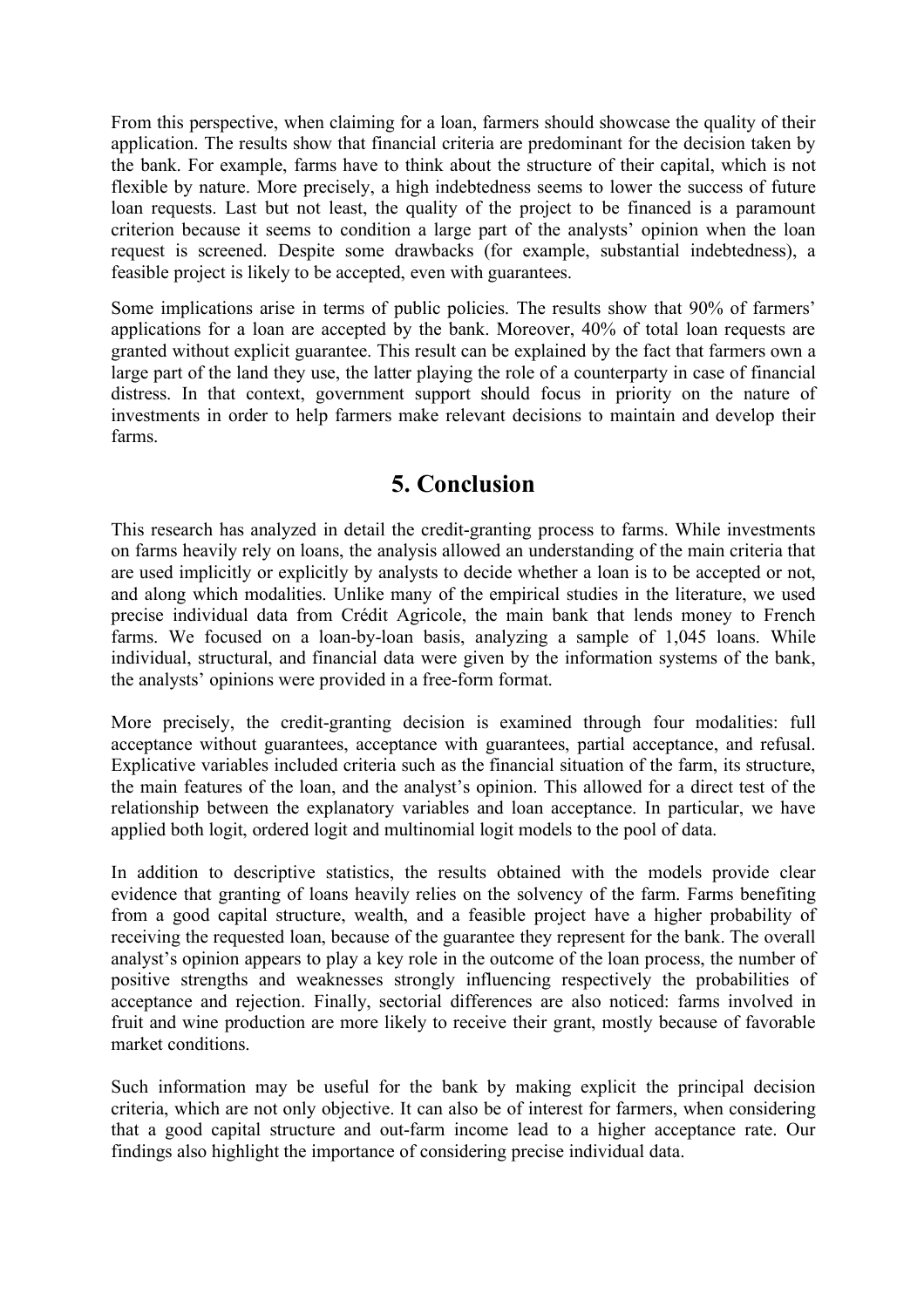From this perspective, when claiming for a loan, farmers should showcase the quality of their application. The results show that financial criteria are predominant for the decision taken by the bank. For example, farms have to think about the structure of their capital, which is not flexible by nature. More precisely, a high indebtedness seems to lower the success of future loan requests. Last but not least, the quality of the project to be financed is a paramount criterion because it seems to condition a large part of the analysts' opinion when the loan request is screened. Despite some drawbacks (for example, substantial indebtedness), a feasible project is likely to be accepted, even with guarantees.

Some implications arise in terms of public policies. The results show that 90% of farmers' applications for a loan are accepted by the bank. Moreover, 40% of total loan requests are granted without explicit guarantee. This result can be explained by the fact that farmers own a large part of the land they use, the latter playing the role of a counterparty in case of financial distress. In that context, government support should focus in priority on the nature of investments in order to help farmers make relevant decisions to maintain and develop their farms.

## 5. Conclusion

This research has analyzed in detail the credit-granting process to farms. While investments on farms heavily rely on loans, the analysis allowed an understanding of the main criteria that are used implicitly or explicitly by analysts to decide whether a loan is to be accepted or not, and along which modalities. Unlike many of the empirical studies in the literature, we used precise individual data from Crédit Agricole, the main bank that lends money to French farms. We focused on a loan-by-loan basis, analyzing a sample of 1,045 loans. While individual, structural, and financial data were given by the information systems of the bank, the analysts' opinions were provided in a free-form format.

More precisely, the credit-granting decision is examined through four modalities: full acceptance without guarantees, acceptance with guarantees, partial acceptance, and refusal. Explicative variables included criteria such as the financial situation of the farm, its structure, the main features of the loan, and the analyst's opinion. This allowed for a direct test of the relationship between the explanatory variables and loan acceptance. In particular, we have applied both logit, ordered logit and multinomial logit models to the pool of data.

In addition to descriptive statistics, the results obtained with the models provide clear evidence that granting of loans heavily relies on the solvency of the farm. Farms benefiting from a good capital structure, wealth, and a feasible project have a higher probability of receiving the requested loan, because of the guarantee they represent for the bank. The overall analyst's opinion appears to play a key role in the outcome of the loan process, the number of positive strengths and weaknesses strongly influencing respectively the probabilities of acceptance and rejection. Finally, sectorial differences are also noticed: farms involved in fruit and wine production are more likely to receive their grant, mostly because of favorable market conditions.

Such information may be useful for the bank by making explicit the principal decision criteria, which are not only objective. It can also be of interest for farmers, when considering that a good capital structure and out-farm income lead to a higher acceptance rate. Our findings also highlight the importance of considering precise individual data.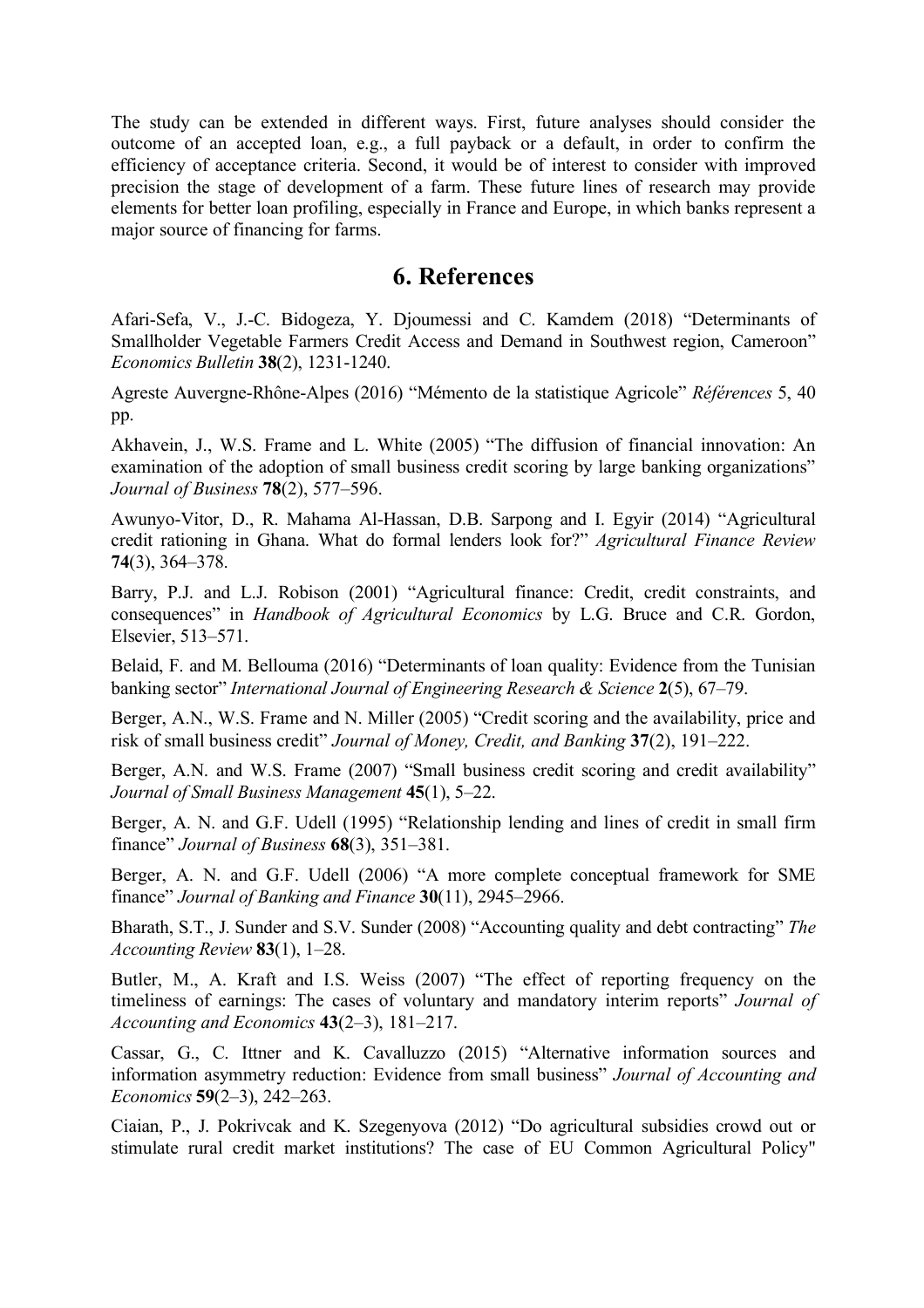The study can be extended in different ways. First, future analyses should consider the outcome of an accepted loan, e.g., a full payback or a default, in order to confirm the efficiency of acceptance criteria. Second, it would be of interest to consider with improved precision the stage of development of a farm. These future lines of research may provide elements for better loan profiling, especially in France and Europe, in which banks represent a major source of financing for farms.

## 6. References

Afari-Sefa, V., J.-C. Bidogeza, Y. Djoumessi and C. Kamdem (2018) "Determinants of Smallholder Vegetable Farmers Credit Access and Demand in Southwest region, Cameroon" *Economics Bulletin* **38**(2), 1231-1240.

Agreste Auvergne-Rhône-Alpes (2016) "Mémento de la statistique Agricole" *Références* 5, 40 pp.

Akhavein, J., W.S. Frame and L. White (2005) "The diffusion of financial innovation: An examination of the adoption of small business credit scoring by large banking organizations" *Journal of Business* **78**(2), 577–596.

Awunyo-Vitor, D., R. Mahama Al-Hassan, D.B. Sarpong and I. Egyir (2014) "Agricultural credit rationing in Ghana. What do formal lenders look for?" *Agricultural Finance Review* **74**(3), 364–378.

Barry, P.J. and L.J. Robison (2001) "Agricultural finance: Credit, credit constraints, and consequences" in *Handbook of Agricultural Economics* by L.G. Bruce and C.R. Gordon, Elsevier, 513–571.

Belaid, F. and M. Bellouma (2016) "Determinants of loan quality: Evidence from the Tunisian banking sector" *International Journal of Engineering Research & Science* **2**(5), 67–79.

Berger, A.N., W.S. Frame and N. Miller (2005) "Credit scoring and the availability, price and risk of small business credit" *Journal of Money, Credit, and Banking* **37**(2), 191–222.

Berger, A.N. and W.S. Frame (2007) "Small business credit scoring and credit availability" *Journal of Small Business Management* **45**(1), 5–22.

Berger, A. N. and G.F. Udell (1995) "Relationship lending and lines of credit in small firm finance" *Journal of Business* **68**(3), 351–381.

Berger, A. N. and G.F. Udell (2006) "A more complete conceptual framework for SME finance" *Journal of Banking and Finance* **30**(11), 2945–2966.

Bharath, S.T., J. Sunder and S.V. Sunder (2008) "Accounting quality and debt contracting" *The Accounting Review* **83**(1), 1–28.

Butler, M., A. Kraft and I.S. Weiss (2007) "The effect of reporting frequency on the timeliness of earnings: The cases of voluntary and mandatory interim reports" *Journal of Accounting and Economics* **43**(2–3), 181–217.

Cassar, G., C. Ittner and K. Cavalluzzo (2015) "Alternative information sources and information asymmetry reduction: Evidence from small business" *Journal of Accounting and Economics* **59**(2–3), 242–263.

Ciaian, P., J. Pokrivcak and K. Szegenyova (2012) "Do agricultural subsidies crowd out or stimulate rural credit market institutions? The case of EU Common Agricultural Policy"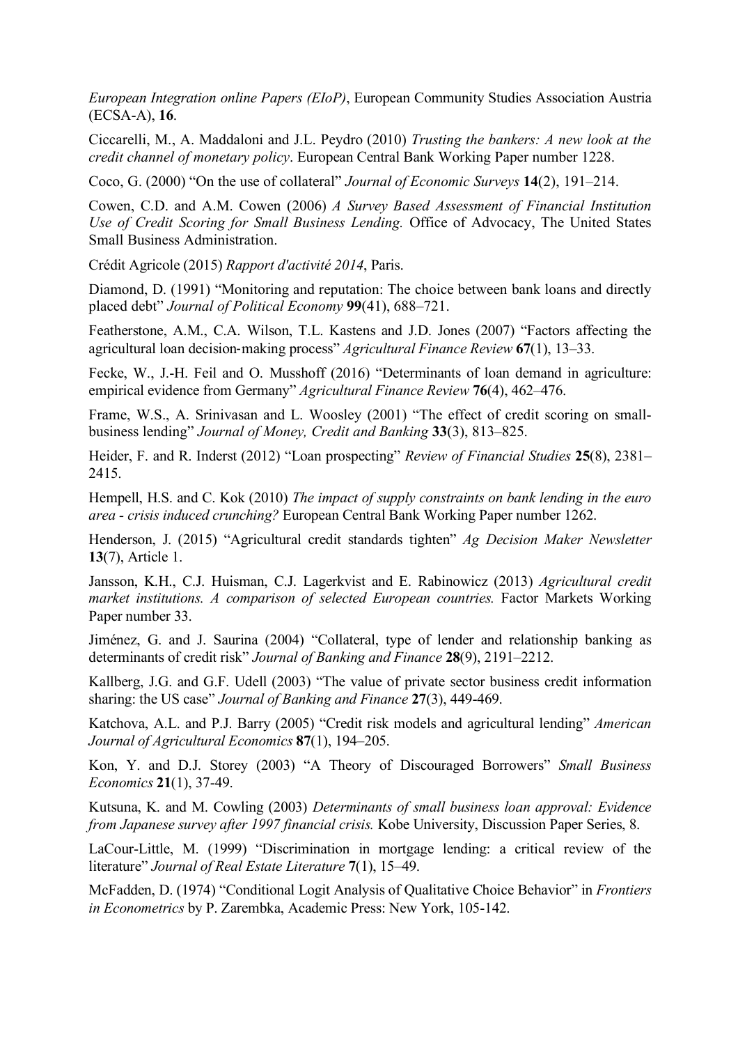*European Integration online Papers (EIoP)*, European Community Studies Association Austria (ECSA-A), **16**.

Ciccarelli, M., A. Maddaloni and J.L. Peydro (2010) *Trusting the bankers: A new look at the credit channel of monetary policy*. European Central Bank Working Paper number 1228.

Coco, G. (2000) "On the use of collateral" *Journal of Economic Surveys* **14**(2), 191–214.

Cowen, C.D. and A.M. Cowen (2006) *A Survey Based Assessment of Financial Institution Use of Credit Scoring for Small Business Lending.* Office of Advocacy, The United States Small Business Administration.

Crédit Agricole (2015) *Rapport d'activité 2014*, Paris.

Diamond, D. (1991) "Monitoring and reputation: The choice between bank loans and directly placed debt" *Journal of Political Economy* **99**(41), 688–721.

Featherstone, A.M., C.A. Wilson, T.L. Kastens and J.D. Jones (2007) "Factors affecting the agricultural loan decision‐making process" *Agricultural Finance Review* **67**(1), 13–33.

Fecke, W., J.-H. Feil and O. Musshoff (2016) "Determinants of loan demand in agriculture: empirical evidence from Germany" *Agricultural Finance Review* **76**(4), 462–476.

Frame, W.S., A. Srinivasan and L. Woosley (2001) "The effect of credit scoring on small-business lending" *Journal of Money, Credit and Banking* **33**(3), 813–825.

Heider, F. and R. Inderst (2012) "Loan prospecting" *Review of Financial Studies* **25**(8), 2381–2415.

Hempell, H.S. and C. Kok (2010) *The impact of supply constraints on bank lending in the euro area - crisis induced crunching?* European Central Bank Working Paper number 1262.

Henderson, J. (2015) "Agricultural credit standards tighten" *Ag Decision Maker Newsletter* **13**(7), Article 1.

Jansson, K.H., C.J. Huisman, C.J. Lagerkvist and E. Rabinowicz (2013) *Agricultural credit market institutions. A comparison of selected European countries.* Factor Markets Working Paper number 33.

Jiménez, G. and J. Saurina (2004) "Collateral, type of lender and relationship banking as determinants of credit risk" *Journal of Banking and Finance* **28**(9), 2191–2212.

Kallberg, J.G. and G.F. Udell (2003) "The value of private sector business credit information sharing: the US case" *Journal of Banking and Finance* **27**(3), 449-469.

Katchova, A.L. and P.J. Barry (2005) "Credit risk models and agricultural lending" *American Journal of Agricultural Economics* **87**(1), 194–205.

Kon, Y. and D.J. Storey (2003) "A Theory of Discouraged Borrowers" *Small Business Economics* **21**(1), 37-49.

Kutsuna, K. and M. Cowling (2003) *Determinants of small business loan approval: Evidence from Japanese survey after 1997 financial crisis.* Kobe University, Discussion Paper Series, 8.

LaCour-Little, M. (1999) "Discrimination in mortgage lending: a critical review of the literature" *Journal of Real Estate Literature* **7**(1), 15–49.

McFadden, D. (1974) "Conditional Logit Analysis of Qualitative Choice Behavior" in *Frontiers in Econometrics* by P. Zarembka, Academic Press: New York, 105-142.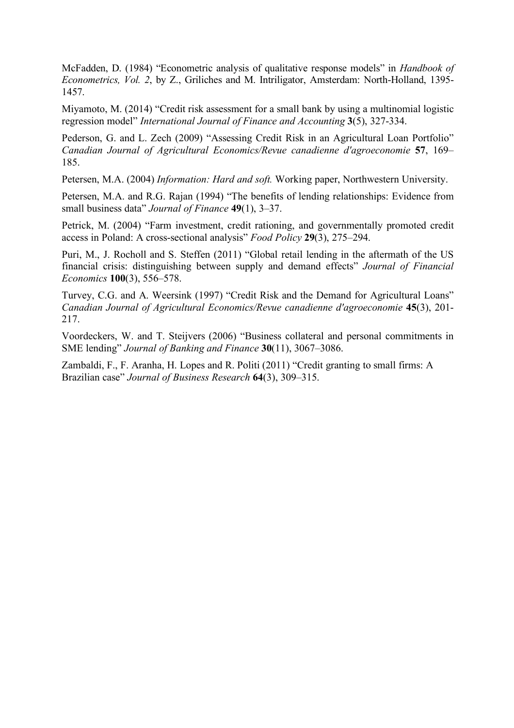McFadden, D. (1984) “Econometric analysis of qualitative response models” in *Handbook of Econometrics, Vol. 2*, by Z., Griliches and M. Intriligator, Amsterdam: North-Holland, 1395-1457.

Miyamoto, M. (2014) “Credit risk assessment for a small bank by using a multinomial logistic regression model” *International Journal of Finance and Accounting* **3**(5), 327-334.

Pederson, G. and L. Zech (2009) “Assessing Credit Risk in an Agricultural Loan Portfolio” *Canadian Journal of Agricultural Economics/Revue canadienne d'agroeconomie* **57**, 169–185.

Petersen, M.A. (2004) *Information: Hard and soft.* Working paper, Northwestern University.

Petersen, M.A. and R.G. Rajan (1994) “The benefits of lending relationships: Evidence from small business data” *Journal of Finance* **49**(1), 3–37.

Petrick, M. (2004) “Farm investment, credit rationing, and governmentally promoted credit access in Poland: A cross-sectional analysis” *Food Policy* **29**(3), 275–294.

Puri, M., J. Rocholl and S. Steffen (2011) “Global retail lending in the aftermath of the US financial crisis: distinguishing between supply and demand effects” *Journal of Financial Economics* **100**(3), 556–578.

Turvey, C.G. and A. Weersink (1997) “Credit Risk and the Demand for Agricultural Loans” *Canadian Journal of Agricultural Economics/Revue canadienne d'agroeconomie* **45**(3), 201-217.

Voordeckers, W. and T. Steijvers (2006) “Business collateral and personal commitments in SME lending” *Journal of Banking and Finance* **30**(11), 3067–3086.

Zambaldi, F., F. Aranha, H. Lopes and R. Politi (2011) “Credit granting to small firms: A Brazilian case” *Journal of Business Research* **64**(3), 309–315.